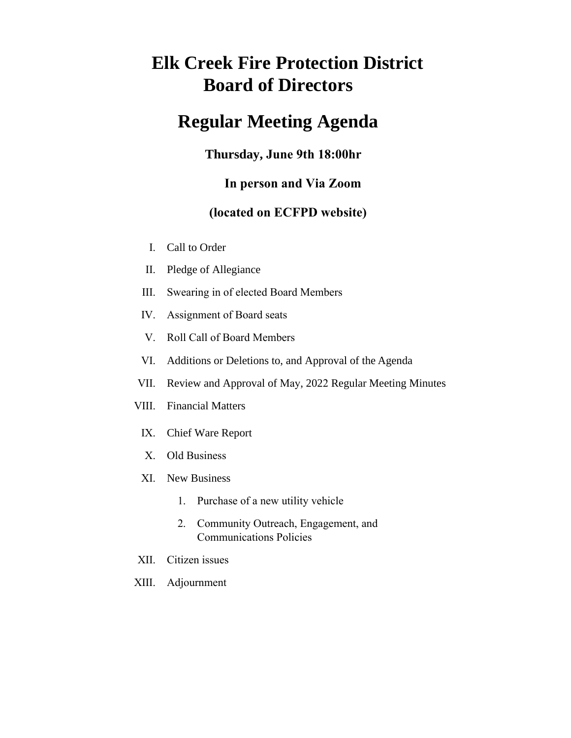# Elk Creek Fire Protection District Board of Directors

# Regular Meeting Agenda

### Thursday, June 9th 18:00hr

### In person and Via Zoom

### (located on ECFPD website)

I. Call to Order

II. Pledge of Allegiance

III. Swearing in of elected Board Members

IV. Assignment of Board seats

V. Roll Call of Board Members

VI. Additions or Deletions to, and Approval of the Agenda

VII. Review and Approval of May, 2022 Regular Meeting Minutes

VIII. Financial Matters

IX. Chief Ware Report

X. Old Business

XI. New Business

1. Purchase of a new utility vehicle
2. Community Outreach, Engagement, and Communications Policies

XII. Citizen issues

XIII. Adjournment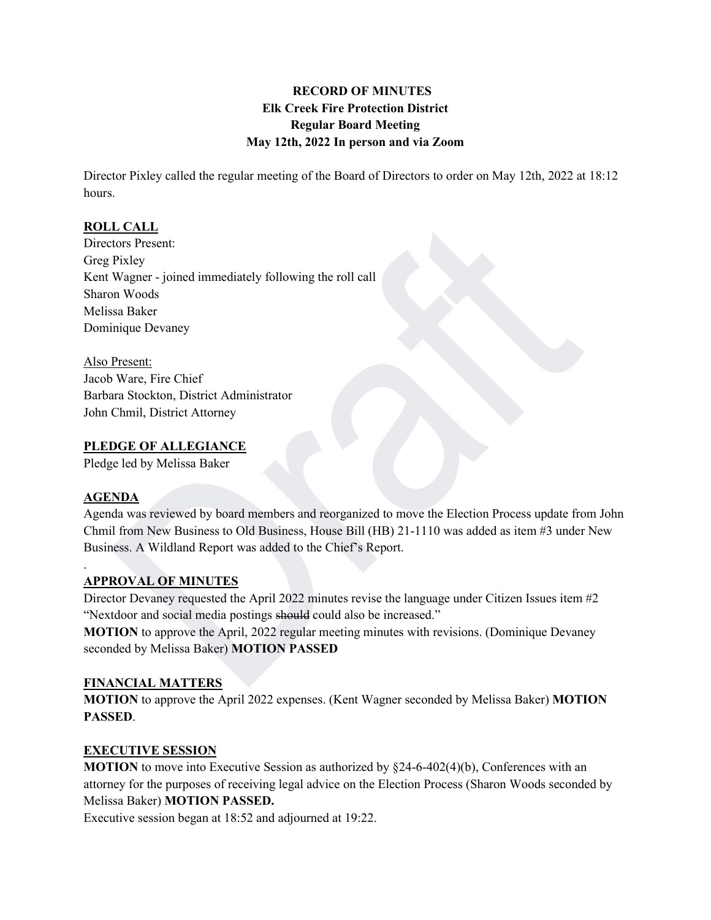**RECORD OF MINUTES**
**Elk Creek Fire Protection District**
**Regular Board Meeting**
**May 12th, 2022 In person and via Zoom**

Director Pixley called the regular meeting of the Board of Directors to order on May 12th, 2022 at 18:12 hours.

## ROLL CALL

Directors Present:
Greg Pixley
Kent Wagner - joined immediately following the roll call
Sharon Woods
Melissa Baker
Dominique Devaney

Also Present:
Jacob Ware, Fire Chief
Barbara Stockton, District Administrator
John Chmil, District Attorney

## PLEDGE OF ALLEGIANCE

Pledge led by Melissa Baker

## AGENDA

Agenda was reviewed by board members and reorganized to move the Election Process update from John Chmil from New Business to Old Business, House Bill (HB) 21-1110 was added as item #3 under New Business. A Wildland Report was added to the Chief's Report.

.

## APPROVAL OF MINUTES

Director Devaney requested the April 2022 minutes revise the language under Citizen Issues item #2 "Nextdoor and social media postings ~~should~~ could also be increased."

**MOTION** to approve the April, 2022 regular meeting minutes with revisions. (Dominique Devaney seconded by Melissa Baker) **MOTION PASSED**

## FINANCIAL MATTERS

**MOTION** to approve the April 2022 expenses. (Kent Wagner seconded by Melissa Baker) **MOTION PASSED**.

## EXECUTIVE SESSION

**MOTION** to move into Executive Session as authorized by §24-6-402(4)(b), Conferences with an attorney for the purposes of receiving legal advice on the Election Process (Sharon Woods seconded by Melissa Baker) **MOTION PASSED.**

Executive session began at 18:52 and adjourned at 19:22.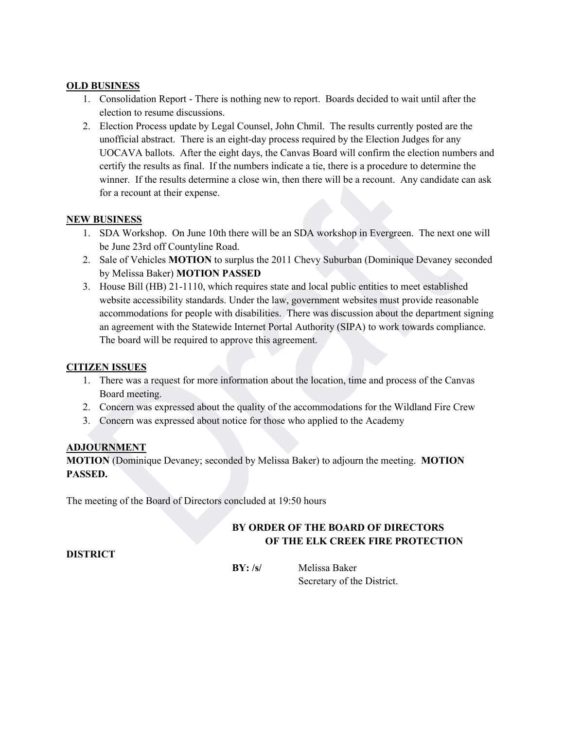**OLD BUSINESS**

1. Consolidation Report - There is nothing new to report. Boards decided to wait until after the election to resume discussions.
2. Election Process update by Legal Counsel, John Chmil. The results currently posted are the unofficial abstract. There is an eight-day process required by the Election Judges for any UOCAVA ballots. After the eight days, the Canvas Board will confirm the election numbers and certify the results as final. If the numbers indicate a tie, there is a procedure to determine the winner. If the results determine a close win, then there will be a recount. Any candidate can ask for a recount at their expense.

**NEW BUSINESS**

1. SDA Workshop. On June 10th there will be an SDA workshop in Evergreen. The next one will be June 23rd off Countyline Road.
2. Sale of Vehicles **MOTION** to surplus the 2011 Chevy Suburban (Dominique Devaney seconded by Melissa Baker) **MOTION PASSED**
3. House Bill (HB) 21-1110, which requires state and local public entities to meet established website accessibility standards. Under the law, government websites must provide reasonable accommodations for people with disabilities. There was discussion about the department signing an agreement with the Statewide Internet Portal Authority (SIPA) to work towards compliance. The board will be required to approve this agreement.

**CITIZEN ISSUES**

1. There was a request for more information about the location, time and process of the Canvas Board meeting.
2. Concern was expressed about the quality of the accommodations for the Wildland Fire Crew
3. Concern was expressed about notice for those who applied to the Academy

**ADJOURNMENT**

**MOTION** (Dominique Devaney; seconded by Melissa Baker) to adjourn the meeting. **MOTION PASSED.**

The meeting of the Board of Directors concluded at 19:50 hours

**BY ORDER OF THE BOARD OF DIRECTORS OF THE ELK CREEK FIRE PROTECTION DISTRICT**

**BY: /s/** Melissa Baker
Secretary of the District.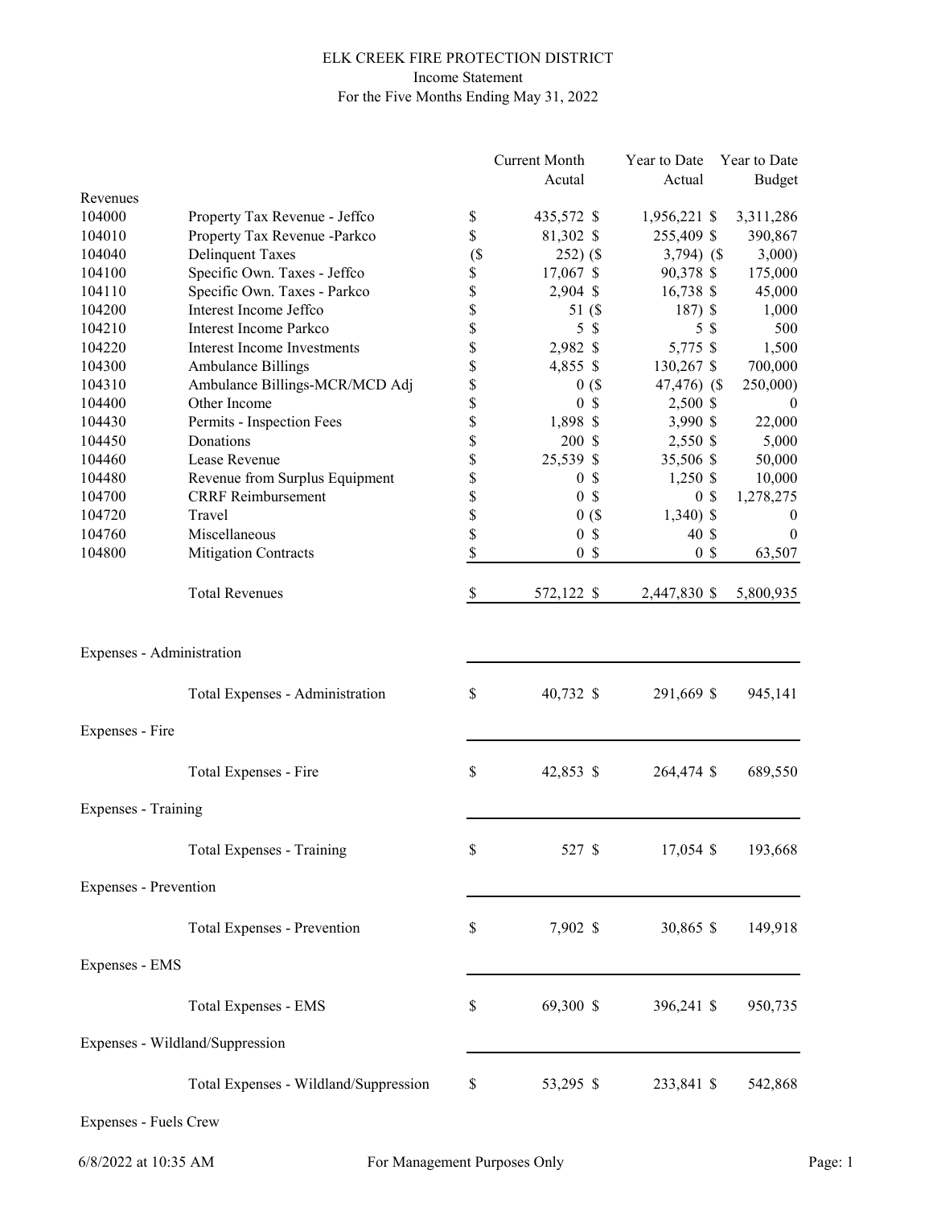# ELK CREEK FIRE PROTECTION DISTRICT

Income Statement

For the Five Months Ending May 31, 2022

| | | Current Month Acutal | Year to Date Actual | Year to Date Budget |
|---|---|---|---|---|
| **Revenues** | | | | |
| 104000 | Property Tax Revenue - Jeffco | $ 435,572 | $ 1,956,221 | $ 3,311,286 |
| 104010 | Property Tax Revenue -Parkco | $ 81,302 | $ 255,409 | $ 390,867 |
| 104040 | Delinquent Taxes | ($ 252) | ($ 3,794) | ($ 3,000) |
| 104100 | Specific Own. Taxes - Jeffco | $ 17,067 | $ 90,378 | $ 175,000 |
| 104110 | Specific Own. Taxes - Parkco | $ 2,904 | $ 16,738 | $ 45,000 |
| 104200 | Interest Income Jeffco | $ 51 | ($ 187) | $ 1,000 |
| 104210 | Interest Income Parkco | $ 5 | $ 5 | $ 500 |
| 104220 | Interest Income Investments | $ 2,982 | $ 5,775 | $ 1,500 |
| 104300 | Ambulance Billings | $ 4,855 | $ 130,267 | $ 700,000 |
| 104310 | Ambulance Billings-MCR/MCD Adj | $ 0 | ($ 47,476) | ($ 250,000) |
| 104400 | Other Income | $ 0 | $ 2,500 | $ 0 |
| 104430 | Permits - Inspection Fees | $ 1,898 | $ 3,990 | $ 22,000 |
| 104450 | Donations | $ 200 | $ 2,550 | $ 5,000 |
| 104460 | Lease Revenue | $ 25,539 | $ 35,506 | $ 50,000 |
| 104480 | Revenue from Surplus Equipment | $ 0 | $ 1,250 | $ 10,000 |
| 104700 | CRRF Reimbursement | $ 0 | $ 0 | $ 1,278,275 |
| 104720 | Travel | $ 0 | ($ 1,340) | $ 0 |
| 104760 | Miscellaneous | $ 0 | $ 40 | $ 0 |
| 104800 | Mitigation Contracts | $ 0 | $ 0 | $ 63,507 |
| | Total Revenues | $ 572,122 | $ 2,447,830 | $ 5,800,935 |
| **Expenses - Administration** | | | | |
| | Total Expenses - Administration | $ 40,732 | $ 291,669 | $ 945,141 |
| **Expenses - Fire** | | | | |
| | Total Expenses - Fire | $ 42,853 | $ 264,474 | $ 689,550 |
| **Expenses - Training** | | | | |
| | Total Expenses - Training | $ 527 | $ 17,054 | $ 193,668 |
| **Expenses - Prevention** | | | | |
| | Total Expenses - Prevention | $ 7,902 | $ 30,865 | $ 149,918 |
| **Expenses - EMS** | | | | |
| | Total Expenses - EMS | $ 69,300 | $ 396,241 | $ 950,735 |
| **Expenses - Wildland/Suppression** | | | | |
| | Total Expenses - Wildland/Suppression | $ 53,295 | $ 233,841 | $ 542,868 |
| **Expenses - Fuels Crew** | | | | |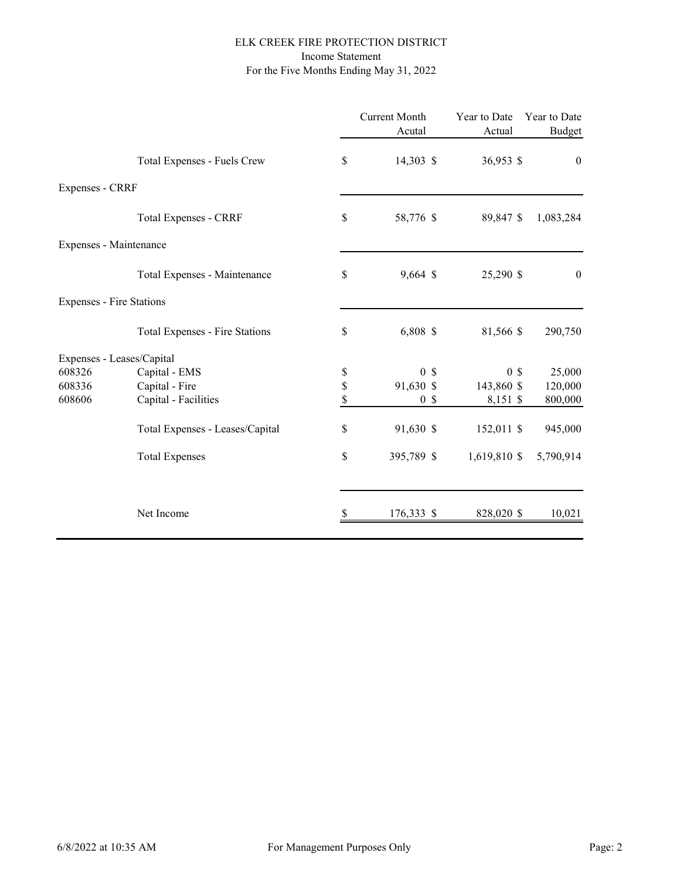# ELK CREEK FIRE PROTECTION DISTRICT

## Income Statement

### For the Five Months Ending May 31, 2022

| | | Current Month Acutal | Year to Date Actual | Year to Date Budget |
|---|---|---|---|---|
| | Total Expenses - Fuels Crew | $ 14,303 | $ 36,953 | $ 0 |
| Expenses - CRRF | | | | |
| | Total Expenses - CRRF | $ 58,776 | $ 89,847 | $ 1,083,284 |
| Expenses - Maintenance | | | | |
| | Total Expenses - Maintenance | $ 9,664 | $ 25,290 | $ 0 |
| Expenses - Fire Stations | | | | |
| | Total Expenses - Fire Stations | $ 6,808 | $ 81,566 | $ 290,750 |
| Expenses - Leases/Capital | | | | |
| 608326 | Capital - EMS | $ 0 | $ 0 | $ 25,000 |
| 608336 | Capital - Fire | $ 91,630 | $ 143,860 | $ 120,000 |
| 608606 | Capital - Facilities | $ 0 | $ 8,151 | $ 800,000 |
| | Total Expenses - Leases/Capital | $ 91,630 | $ 152,011 | $ 945,000 |
| | Total Expenses | $ 395,789 | $ 1,619,810 | $ 5,790,914 |
| | Net Income | $ 176,333 | $ 828,020 | $ 10,021 |

6/8/2022 at 10:35 AM — For Management Purposes Only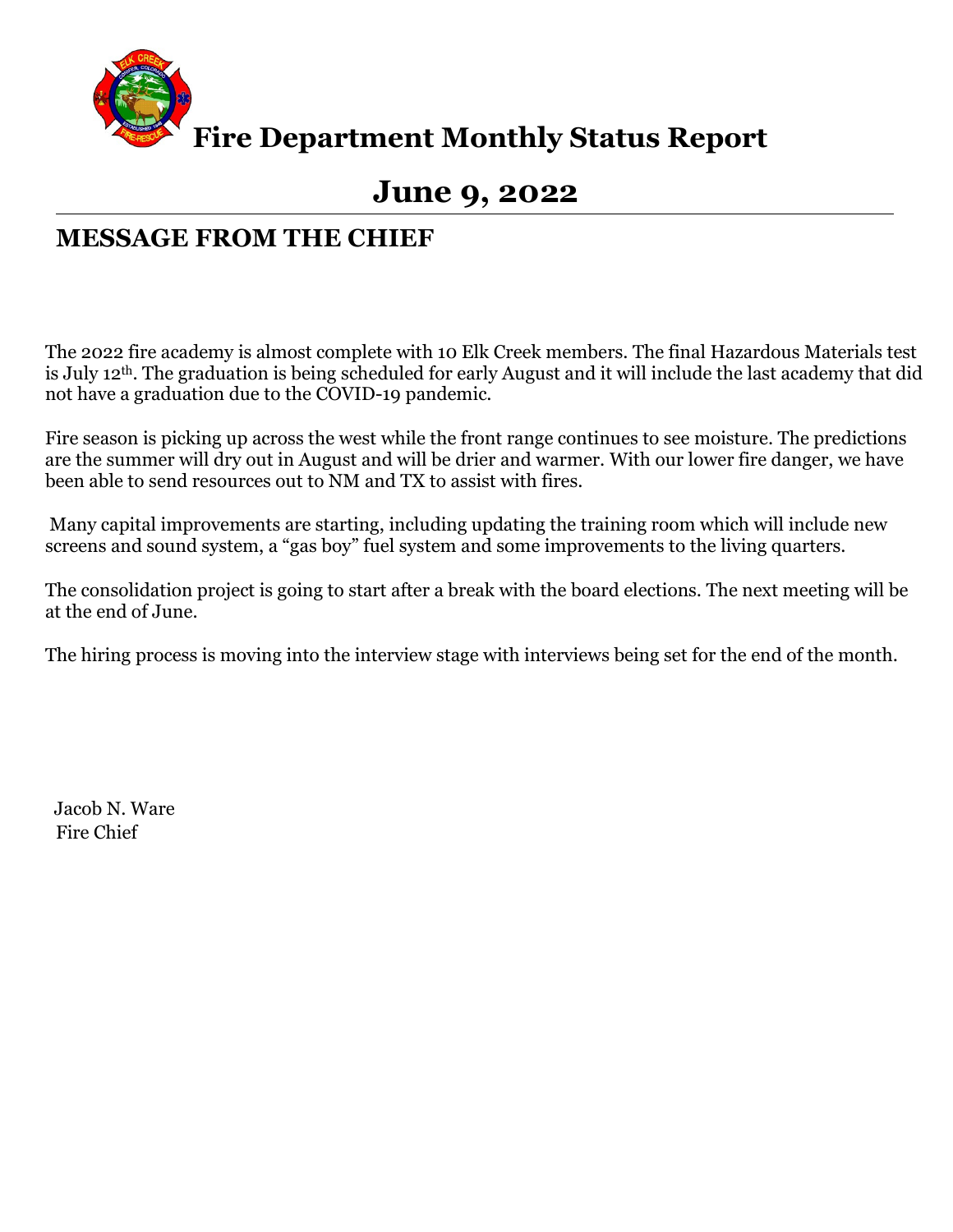# Fire Department Monthly Status Report

## June 9, 2022

## MESSAGE FROM THE CHIEF

The 2022 fire academy is almost complete with 10 Elk Creek members. The final Hazardous Materials test is July 12th. The graduation is being scheduled for early August and it will include the last academy that did not have a graduation due to the COVID-19 pandemic.

Fire season is picking up across the west while the front range continues to see moisture. The predictions are the summer will dry out in August and will be drier and warmer. With our lower fire danger, we have been able to send resources out to NM and TX to assist with fires.

Many capital improvements are starting, including updating the training room which will include new screens and sound system, a "gas boy" fuel system and some improvements to the living quarters.

The consolidation project is going to start after a break with the board elections. The next meeting will be at the end of June.

The hiring process is moving into the interview stage with interviews being set for the end of the month.

Jacob N. Ware
Fire Chief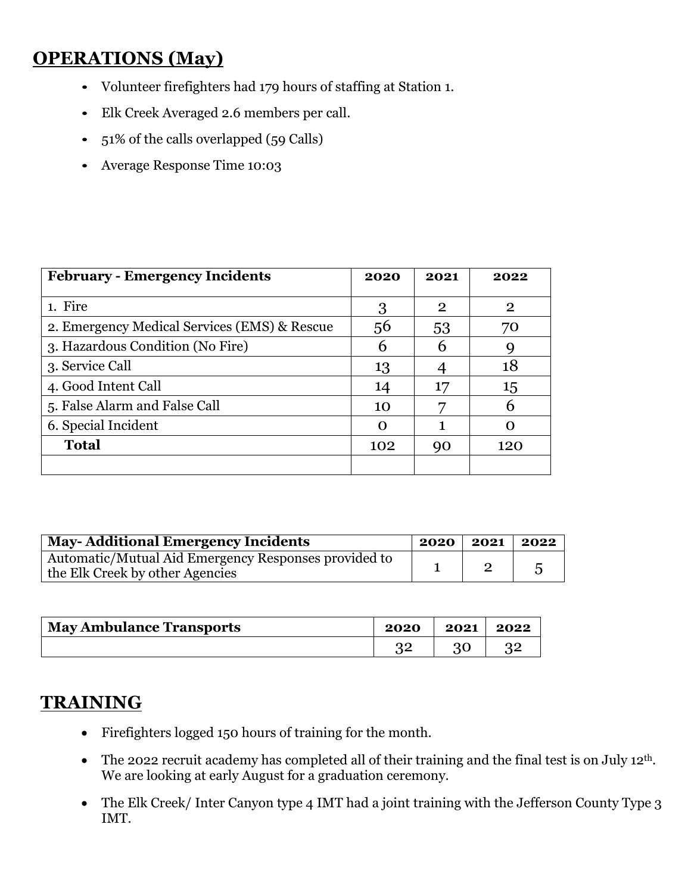## OPERATIONS (May)

- Volunteer firefighters had 179 hours of staffing at Station 1.
- Elk Creek Averaged 2.6 members per call.
- 51% of the calls overlapped (59 Calls)
- Average Response Time 10:03

| February - Emergency Incidents | 2020 | 2021 | 2022 |
|---|---|---|---|
| 1. Fire | 3 | 2 | 2 |
| 2. Emergency Medical Services (EMS) & Rescue | 56 | 53 | 70 |
| 3. Hazardous Condition (No Fire) | 6 | 6 | 9 |
| 3. Service Call | 13 | 4 | 18 |
| 4. Good Intent Call | 14 | 17 | 15 |
| 5. False Alarm and False Call | 10 | 7 | 6 |
| 6. Special Incident | 0 | 1 | 0 |
| **Total** | 102 | 90 | 120 |
| | | | |

| May- Additional Emergency Incidents | 2020 | 2021 | 2022 |
|---|---|---|---|
| Automatic/Mutual Aid Emergency Responses provided to the Elk Creek by other Agencies | 1 | 2 | 5 |

| May Ambulance Transports | 2020 | 2021 | 2022 |
|---|---|---|---|
| | 32 | 30 | 32 |

## TRAINING

- Firefighters logged 150 hours of training for the month.
- The 2022 recruit academy has completed all of their training and the final test is on July 12th. We are looking at early August for a graduation ceremony.
- The Elk Creek/ Inter Canyon type 4 IMT had a joint training with the Jefferson County Type 3 IMT.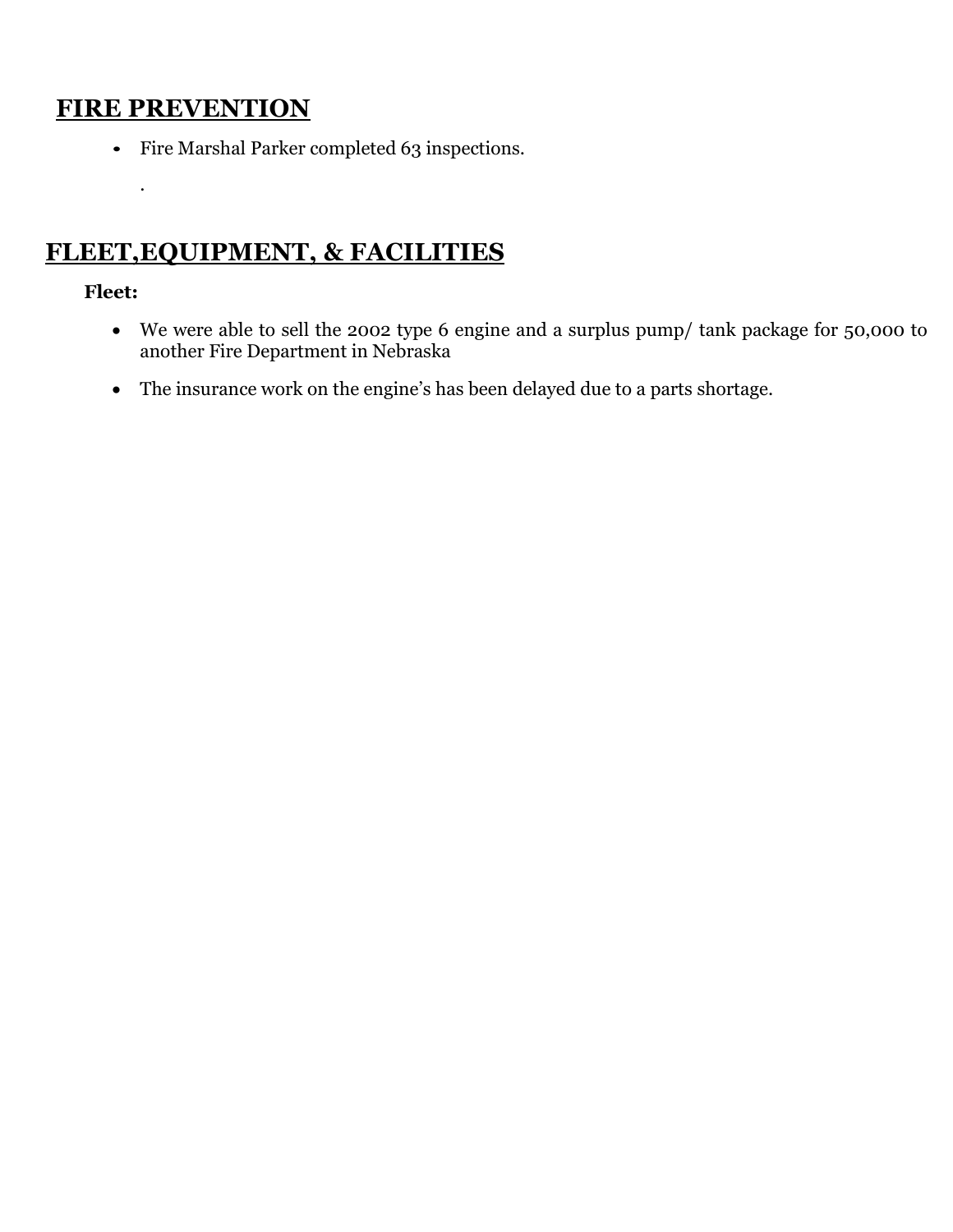## FIRE PREVENTION

- Fire Marshal Parker completed 63 inspections.

  .

## FLEET,EQUIPMENT, & FACILITIES

**Fleet:**

- We were able to sell the 2002 type 6 engine and a surplus pump/ tank package for 50,000 to another Fire Department in Nebraska
- The insurance work on the engine's has been delayed due to a parts shortage.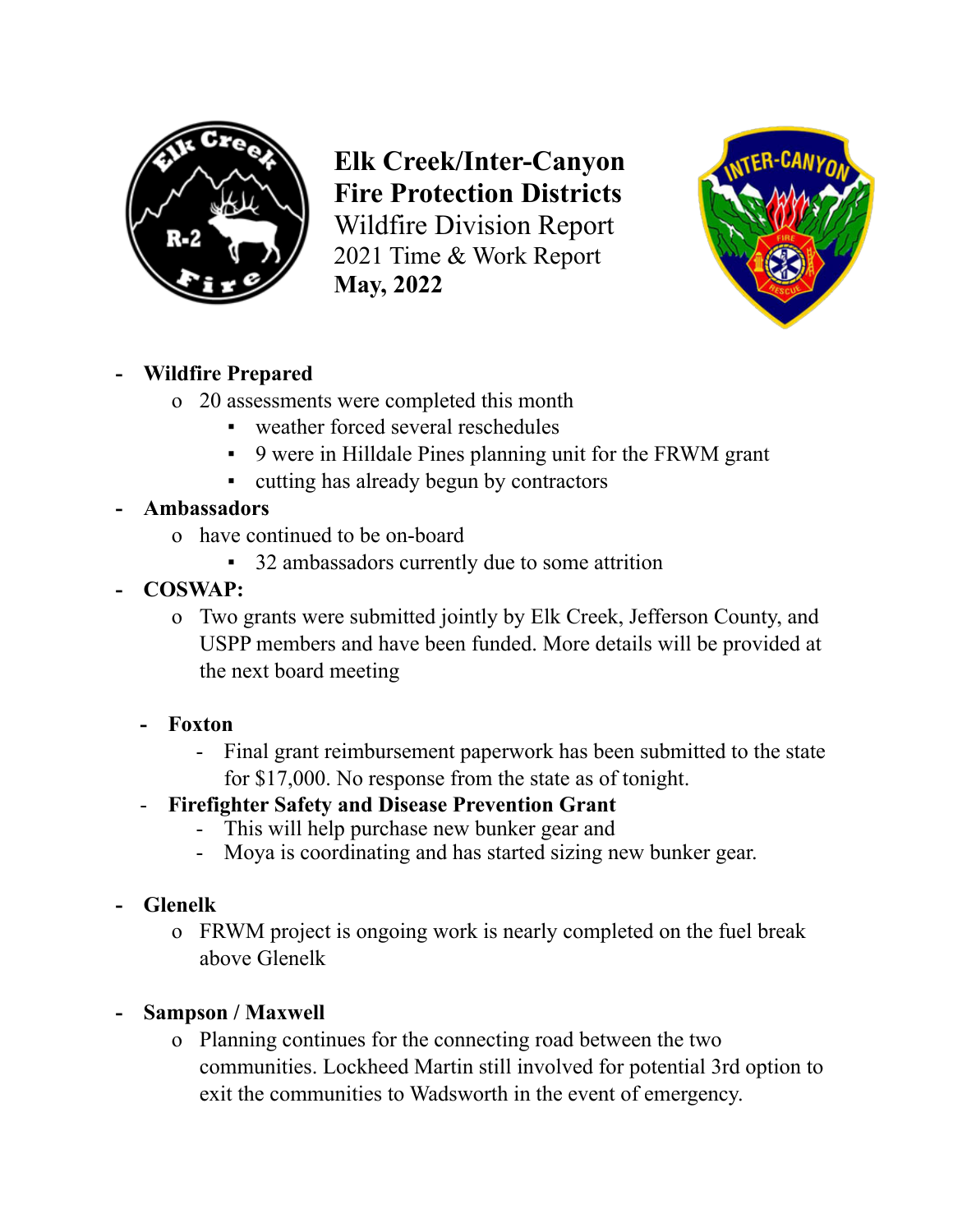**Elk Creek/Inter-Canyon Fire Protection Districts**
Wildfire Division Report
2021 Time & Work Report
**May, 2022**

- **Wildfire Prepared**
  - 20 assessments were completed this month
    - weather forced several reschedules
    - 9 were in Hilldale Pines planning unit for the FRWM grant
    - cutting has already begun by contractors
- **Ambassadors**
  - have continued to be on-board
    - 32 ambassadors currently due to some attrition
- **COSWAP:**
  - Two grants were submitted jointly by Elk Creek, Jefferson County, and USPP members and have been funded. More details will be provided at the next board meeting

  - **Foxton**
    - Final grant reimbursement paperwork has been submitted to the state for $17,000. No response from the state as of tonight.
  - **Firefighter Safety and Disease Prevention Grant**
    - This will help purchase new bunker gear and
    - Moya is coordinating and has started sizing new bunker gear.

- **Glenelk**
  - FRWM project is ongoing work is nearly completed on the fuel break above Glenelk

- **Sampson / Maxwell**
  - Planning continues for the connecting road between the two communities. Lockheed Martin still involved for potential 3rd option to exit the communities to Wadsworth in the event of emergency.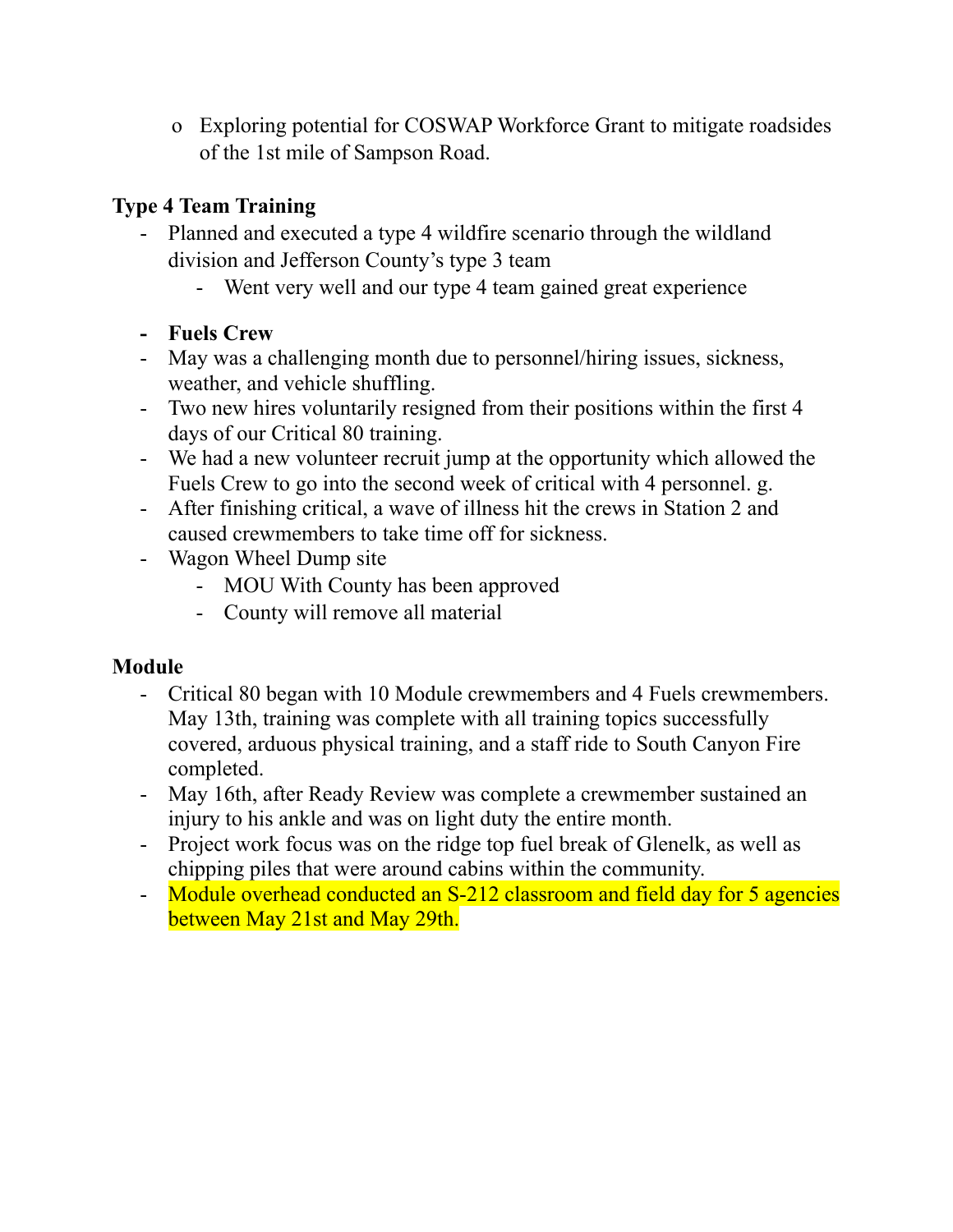- o Exploring potential for COSWAP Workforce Grant to mitigate roadsides of the 1st mile of Sampson Road.

**Type 4 Team Training**

- Planned and executed a type 4 wildfire scenario through the wildland division and Jefferson County's type 3 team
  - Went very well and our type 4 team gained great experience

- **Fuels Crew**
- May was a challenging month due to personnel/hiring issues, sickness, weather, and vehicle shuffling.
- Two new hires voluntarily resigned from their positions within the first 4 days of our Critical 80 training.
- We had a new volunteer recruit jump at the opportunity which allowed the Fuels Crew to go into the second week of critical with 4 personnel. g.
- After finishing critical, a wave of illness hit the crews in Station 2 and caused crewmembers to take time off for sickness.
- Wagon Wheel Dump site
  - MOU With County has been approved
  - County will remove all material

**Module**

- Critical 80 began with 10 Module crewmembers and 4 Fuels crewmembers. May 13th, training was complete with all training topics successfully covered, arduous physical training, and a staff ride to South Canyon Fire completed.
- May 16th, after Ready Review was complete a crewmember sustained an injury to his ankle and was on light duty the entire month.
- Project work focus was on the ridge top fuel break of Glenelk, as well as chipping piles that were around cabins within the community.
- Module overhead conducted an S-212 classroom and field day for 5 agencies between May 21st and May 29th.